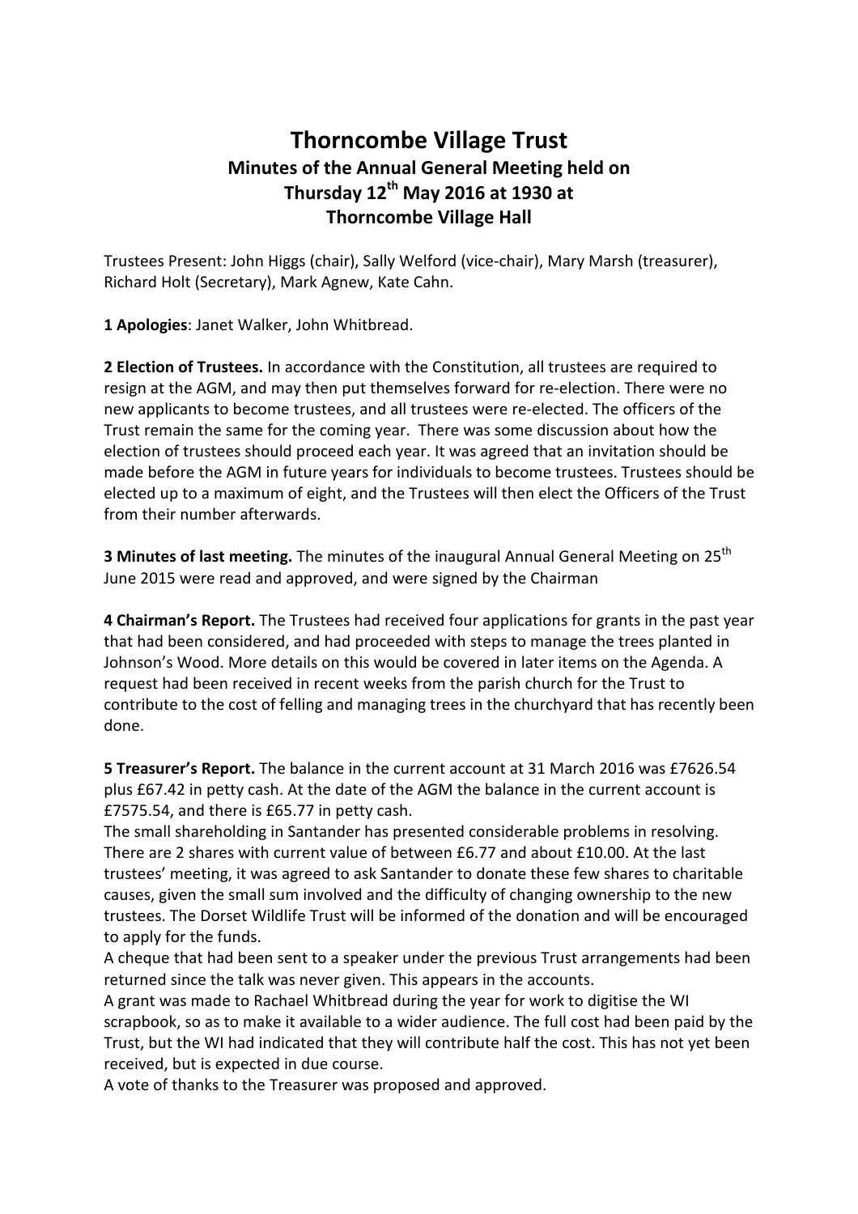# Thorncombe Village Trust

## Minutes of the Annual General Meeting held on Thursday 12th May 2016 at 1930 at Thorncombe Village Hall

Trustees Present: John Higgs (chair), Sally Welford (vice-chair), Mary Marsh (treasurer), Richard Holt (Secretary), Mark Agnew, Kate Cahn.

**1 Apologies**: Janet Walker, John Whitbread.

**2 Election of Trustees.** In accordance with the Constitution, all trustees are required to resign at the AGM, and may then put themselves forward for re-election. There were no new applicants to become trustees, and all trustees were re-elected. The officers of the Trust remain the same for the coming year. There was some discussion about how the election of trustees should proceed each year. It was agreed that an invitation should be made before the AGM in future years for individuals to become trustees. Trustees should be elected up to a maximum of eight, and the Trustees will then elect the Officers of the Trust from their number afterwards.

**3 Minutes of last meeting.** The minutes of the inaugural Annual General Meeting on 25th June 2015 were read and approved, and were signed by the Chairman

**4 Chairman's Report.** The Trustees had received four applications for grants in the past year that had been considered, and had proceeded with steps to manage the trees planted in Johnson's Wood. More details on this would be covered in later items on the Agenda. A request had been received in recent weeks from the parish church for the Trust to contribute to the cost of felling and managing trees in the churchyard that has recently been done.

**5 Treasurer's Report.** The balance in the current account at 31 March 2016 was £7626.54 plus £67.42 in petty cash. At the date of the AGM the balance in the current account is £7575.54, and there is £65.77 in petty cash.

The small shareholding in Santander has presented considerable problems in resolving. There are 2 shares with current value of between £6.77 and about £10.00. At the last trustees' meeting, it was agreed to ask Santander to donate these few shares to charitable causes, given the small sum involved and the difficulty of changing ownership to the new trustees. The Dorset Wildlife Trust will be informed of the donation and will be encouraged to apply for the funds.

A cheque that had been sent to a speaker under the previous Trust arrangements had been returned since the talk was never given. This appears in the accounts.

A grant was made to Rachael Whitbread during the year for work to digitise the WI scrapbook, so as to make it available to a wider audience. The full cost had been paid by the Trust, but the WI had indicated that they will contribute half the cost. This has not yet been received, but is expected in due course.

A vote of thanks to the Treasurer was proposed and approved.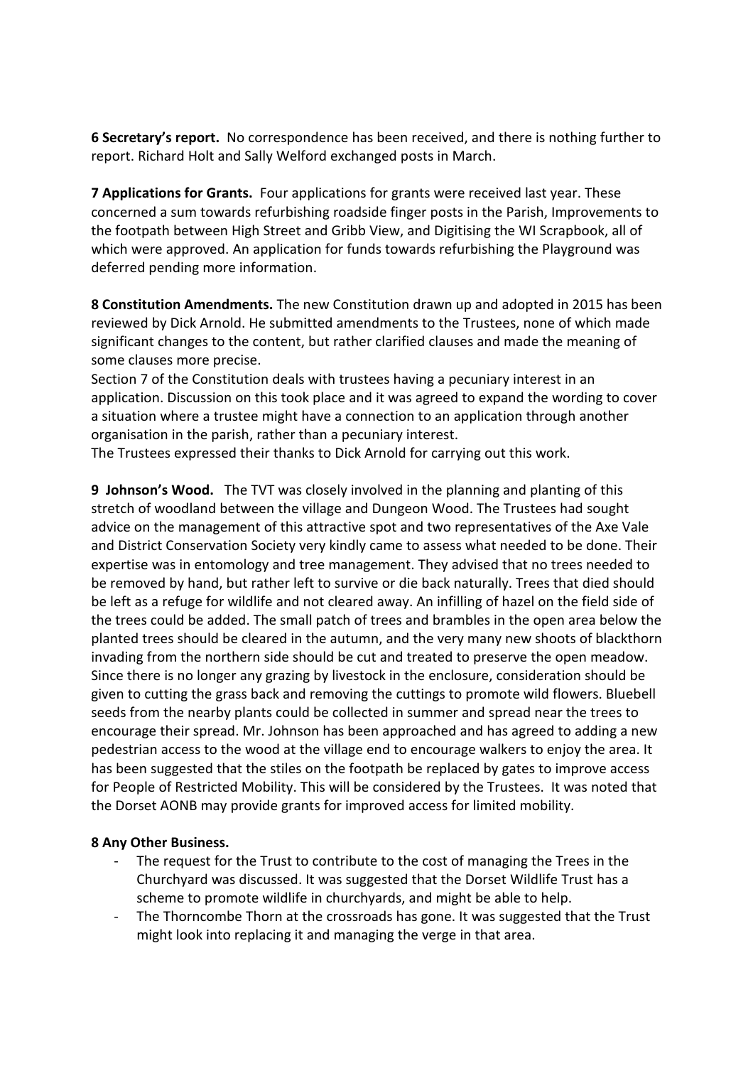**6 Secretary's report.** No correspondence has been received, and there is nothing further to report. Richard Holt and Sally Welford exchanged posts in March.

**7 Applications for Grants.** Four applications for grants were received last year. These concerned a sum towards refurbishing roadside finger posts in the Parish, Improvements to the footpath between High Street and Gribb View, and Digitising the WI Scrapbook, all of which were approved. An application for funds towards refurbishing the Playground was deferred pending more information.

**8 Constitution Amendments.** The new Constitution drawn up and adopted in 2015 has been reviewed by Dick Arnold. He submitted amendments to the Trustees, none of which made significant changes to the content, but rather clarified clauses and made the meaning of some clauses more precise.
Section 7 of the Constitution deals with trustees having a pecuniary interest in an application. Discussion on this took place and it was agreed to expand the wording to cover a situation where a trustee might have a connection to an application through another organisation in the parish, rather than a pecuniary interest.
The Trustees expressed their thanks to Dick Arnold for carrying out this work.

**9 Johnson's Wood.** The TVT was closely involved in the planning and planting of this stretch of woodland between the village and Dungeon Wood. The Trustees had sought advice on the management of this attractive spot and two representatives of the Axe Vale and District Conservation Society very kindly came to assess what needed to be done. Their expertise was in entomology and tree management. They advised that no trees needed to be removed by hand, but rather left to survive or die back naturally. Trees that died should be left as a refuge for wildlife and not cleared away. An infilling of hazel on the field side of the trees could be added. The small patch of trees and brambles in the open area below the planted trees should be cleared in the autumn, and the very many new shoots of blackthorn invading from the northern side should be cut and treated to preserve the open meadow. Since there is no longer any grazing by livestock in the enclosure, consideration should be given to cutting the grass back and removing the cuttings to promote wild flowers. Bluebell seeds from the nearby plants could be collected in summer and spread near the trees to encourage their spread. Mr. Johnson has been approached and has agreed to adding a new pedestrian access to the wood at the village end to encourage walkers to enjoy the area. It has been suggested that the stiles on the footpath be replaced by gates to improve access for People of Restricted Mobility. This will be considered by the Trustees. It was noted that the Dorset AONB may provide grants for improved access for limited mobility.

**8 Any Other Business.**

- The request for the Trust to contribute to the cost of managing the Trees in the Churchyard was discussed. It was suggested that the Dorset Wildlife Trust has a scheme to promote wildlife in churchyards, and might be able to help.
- The Thorncombe Thorn at the crossroads has gone. It was suggested that the Trust might look into replacing it and managing the verge in that area.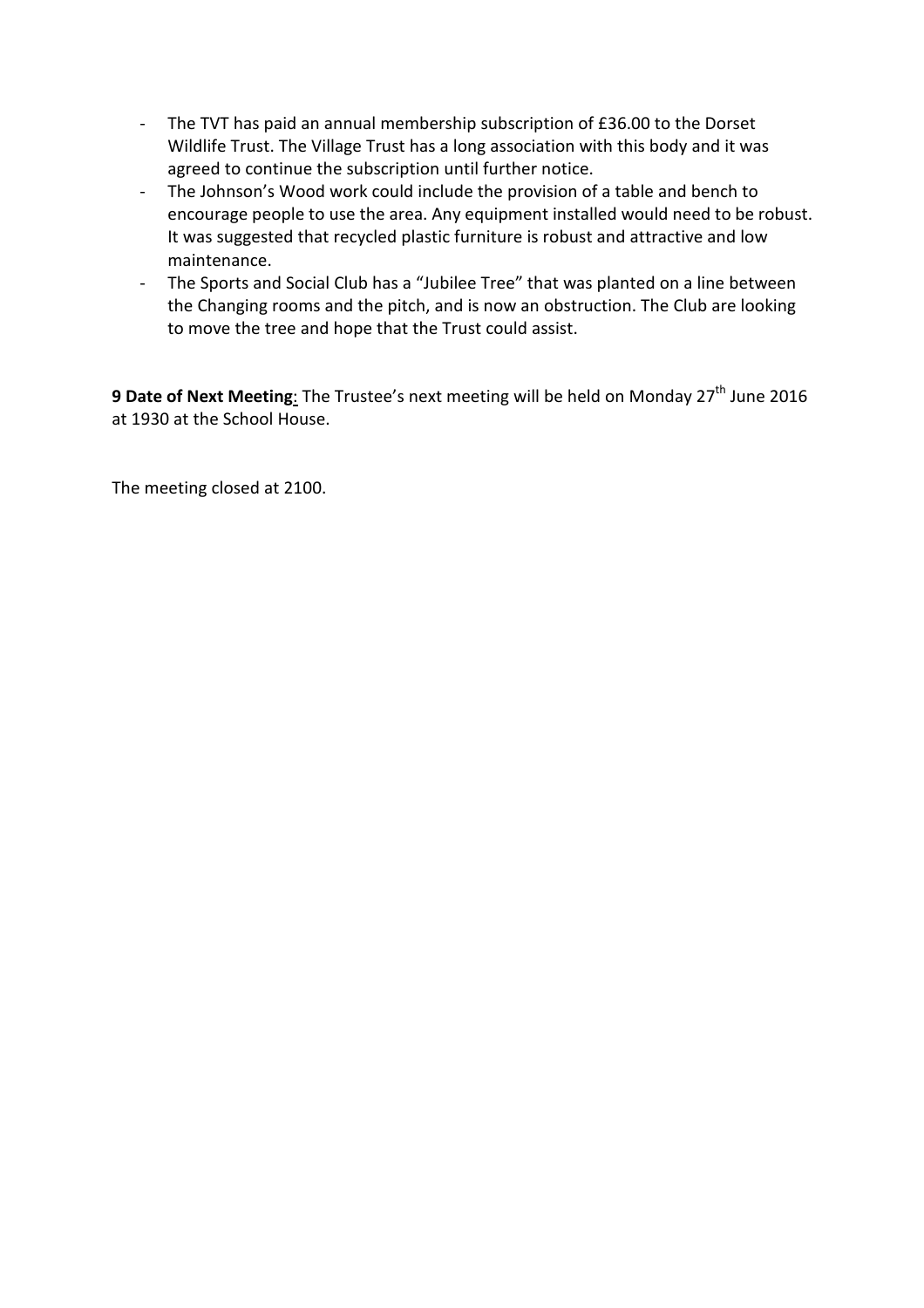- The TVT has paid an annual membership subscription of £36.00 to the Dorset Wildlife Trust. The Village Trust has a long association with this body and it was agreed to continue the subscription until further notice.
- The Johnson's Wood work could include the provision of a table and bench to encourage people to use the area. Any equipment installed would need to be robust. It was suggested that recycled plastic furniture is robust and attractive and low maintenance.
- The Sports and Social Club has a "Jubilee Tree" that was planted on a line between the Changing rooms and the pitch, and is now an obstruction. The Club are looking to move the tree and hope that the Trust could assist.

**9 Date of Next Meeting**: The Trustee's next meeting will be held on Monday 27th June 2016 at 1930 at the School House.

The meeting closed at 2100.